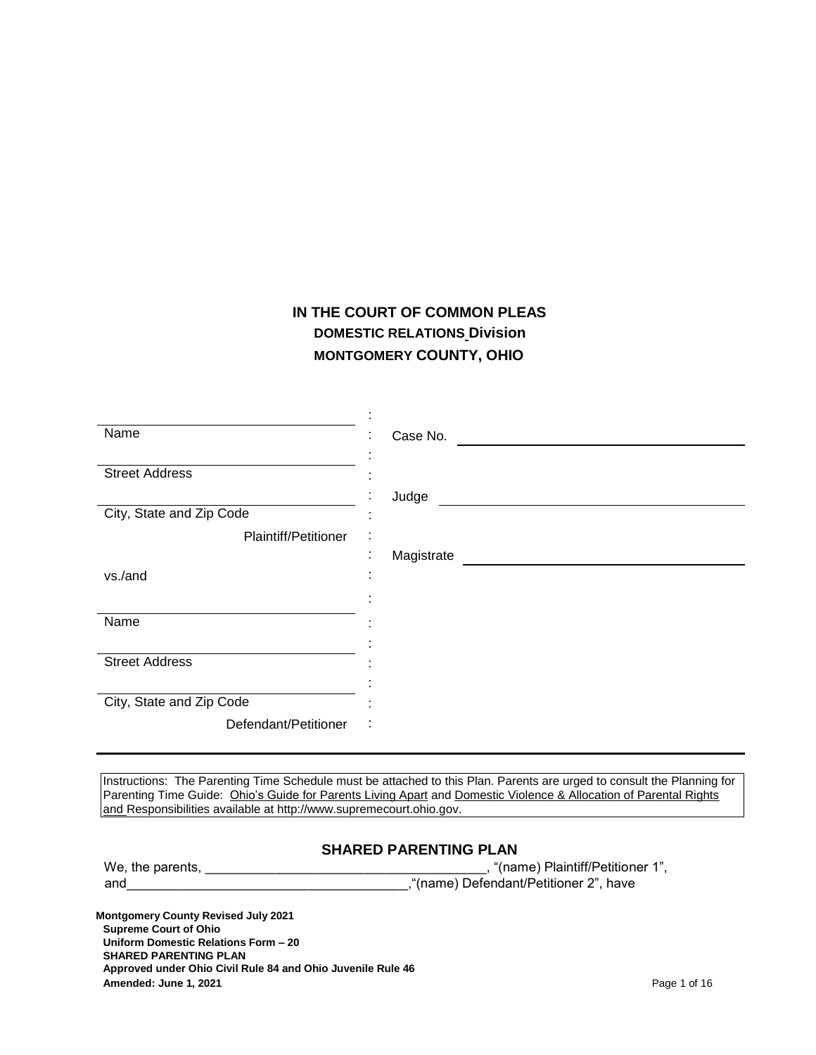# IN THE COURT OF COMMON PLEAS
## DOMESTIC RELATIONS Division
## MONTGOMERY COUNTY, OHIO

| | | |
|---|---|---|
| ______________________________ | : | |
| Name | : | Case No. ______________________________ |
| ______________________________ | : | |
| Street Address | : | |
| ______________________________ | : | Judge ______________________________ |
| City, State and Zip Code | : | |
| Plaintiff/Petitioner | : | |
| | : | Magistrate ______________________________ |
| vs./and | : | |
| ______________________________ | : | |
| Name | : | |
| ______________________________ | : | |
| Street Address | : | |
| ______________________________ | : | |
| City, State and Zip Code | : | |
| Defendant/Petitioner | : | |

Instructions: The Parenting Time Schedule must be attached to this Plan. Parents are urged to consult the Planning for Parenting Time Guide: Ohio's Guide for Parents Living Apart and Domestic Violence & Allocation of Parental Rights and Responsibilities available at http://www.supremecourt.ohio.gov.

## SHARED PARENTING PLAN

We, the parents, ____________________________________, "(name) Plaintiff/Petitioner 1", and____________________________________,"(name) Defendant/Petitioner 2", have

**Montgomery County Revised July 2021**
**Supreme Court of Ohio**
**Uniform Domestic Relations Form – 20**
**SHARED PARENTING PLAN**
**Approved under Ohio Civil Rule 84 and Ohio Juvenile Rule 46**
**Amended: June 1, 2021**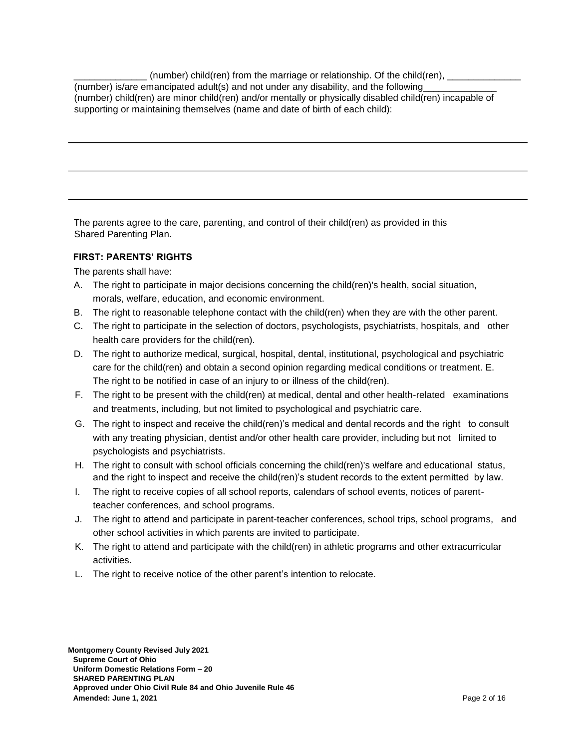______________ (number) child(ren) from the marriage or relationship. Of the child(ren), ______________ (number) is/are emancipated adult(s) and not under any disability, and the following______________ (number) child(ren) are minor child(ren) and/or mentally or physically disabled child(ren) incapable of supporting or maintaining themselves (name and date of birth of each child):

______________________________________________________________________________

______________________________________________________________________________

______________________________________________________________________________

The parents agree to the care, parenting, and control of their child(ren) as provided in this Shared Parenting Plan.

### FIRST: PARENTS' RIGHTS

The parents shall have:

A. The right to participate in major decisions concerning the child(ren)'s health, social situation, morals, welfare, education, and economic environment.
B. The right to reasonable telephone contact with the child(ren) when they are with the other parent.
C. The right to participate in the selection of doctors, psychologists, psychiatrists, hospitals, and other health care providers for the child(ren).
D. The right to authorize medical, surgical, hospital, dental, institutional, psychological and psychiatric care for the child(ren) and obtain a second opinion regarding medical conditions or treatment. E. The right to be notified in case of an injury to or illness of the child(ren).
F. The right to be present with the child(ren) at medical, dental and other health-related examinations and treatments, including, but not limited to psychological and psychiatric care.
G. The right to inspect and receive the child(ren)'s medical and dental records and the right to consult with any treating physician, dentist and/or other health care provider, including but not limited to psychologists and psychiatrists.
H. The right to consult with school officials concerning the child(ren)'s welfare and educational status, and the right to inspect and receive the child(ren)'s student records to the extent permitted by law.
I. The right to receive copies of all school reports, calendars of school events, notices of parent-teacher conferences, and school programs.
J. The right to attend and participate in parent-teacher conferences, school trips, school programs, and other school activities in which parents are invited to participate.
K. The right to attend and participate with the child(ren) in athletic programs and other extracurricular activities.
L. The right to receive notice of the other parent's intention to relocate.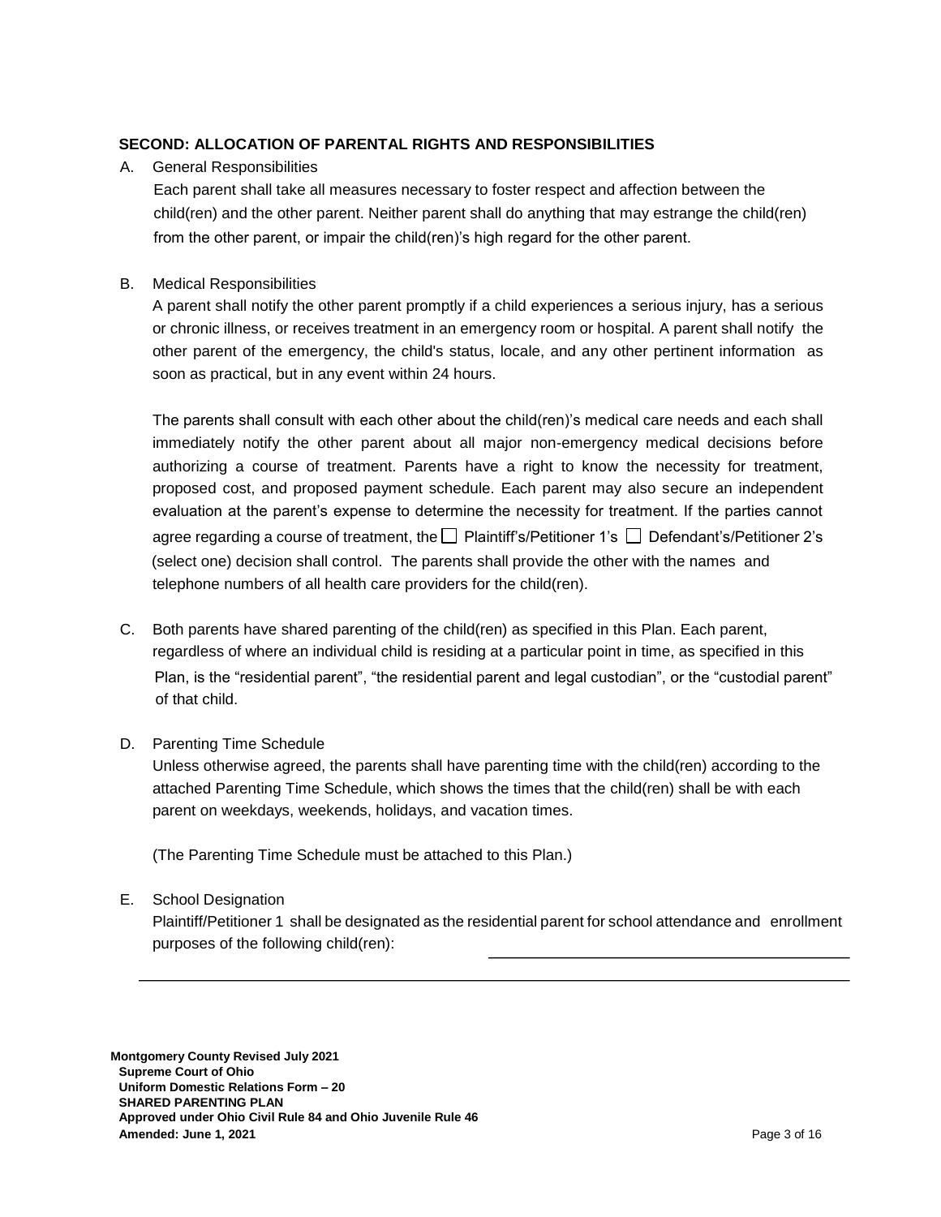### SECOND: ALLOCATION OF PARENTAL RIGHTS AND RESPONSIBILITIES

A. General Responsibilities

Each parent shall take all measures necessary to foster respect and affection between the child(ren) and the other parent. Neither parent shall do anything that may estrange the child(ren) from the other parent, or impair the child(ren)'s high regard for the other parent.

B. Medical Responsibilities

A parent shall notify the other parent promptly if a child experiences a serious injury, has a serious or chronic illness, or receives treatment in an emergency room or hospital. A parent shall notify the other parent of the emergency, the child's status, locale, and any other pertinent information as soon as practical, but in any event within 24 hours.

The parents shall consult with each other about the child(ren)'s medical care needs and each shall immediately notify the other parent about all major non-emergency medical decisions before authorizing a course of treatment. Parents have a right to know the necessity for treatment, proposed cost, and proposed payment schedule. Each parent may also secure an independent evaluation at the parent's expense to determine the necessity for treatment. If the parties cannot agree regarding a course of treatment, the ☐ Plaintiff's/Petitioner 1's ☐ Defendant's/Petitioner 2's (select one) decision shall control. The parents shall provide the other with the names and telephone numbers of all health care providers for the child(ren).

C. Both parents have shared parenting of the child(ren) as specified in this Plan. Each parent, regardless of where an individual child is residing at a particular point in time, as specified in this Plan, is the "residential parent", "the residential parent and legal custodian", or the "custodial parent" of that child.

D. Parenting Time Schedule

Unless otherwise agreed, the parents shall have parenting time with the child(ren) according to the attached Parenting Time Schedule, which shows the times that the child(ren) shall be with each parent on weekdays, weekends, holidays, and vacation times.

(The Parenting Time Schedule must be attached to this Plan.)

E. School Designation

Plaintiff/Petitioner 1 shall be designated as the residential parent for school attendance and enrollment purposes of the following child(ren): ______________________________

______________________________________________________________________

**Montgomery County Revised July 2021**
**Supreme Court of Ohio**
**Uniform Domestic Relations Form – 20**
**SHARED PARENTING PLAN**
**Approved under Ohio Civil Rule 84 and Ohio Juvenile Rule 46**
**Amended: June 1, 2021**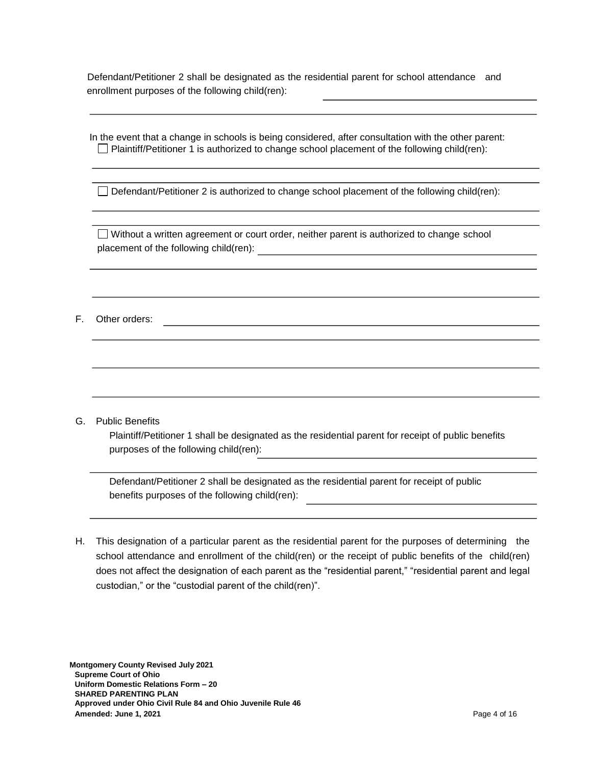Defendant/Petitioner 2 shall be designated as the residential parent for school attendance and enrollment purposes of the following child(ren): ______________________________

______________________________________________________________________________

In the event that a change in schools is being considered, after consultation with the other parent:

☐ Plaintiff/Petitioner 1 is authorized to change school placement of the following child(ren):

______________________________________________________________________________

______________________________________________________________________________

☐ Defendant/Petitioner 2 is authorized to change school placement of the following child(ren):

______________________________________________________________________________

______________________________________________________________________________

☐ Without a written agreement or court order, neither parent is authorized to change school placement of the following child(ren): ______________________________________________

______________________________________________________________________________

______________________________________________________________________________

F. Other orders: ______________________________________________________________

______________________________________________________________________________

______________________________________________________________________________

______________________________________________________________________________

G. Public Benefits

Plaintiff/Petitioner 1 shall be designated as the residential parent for receipt of public benefits purposes of the following child(ren): ______________________________________________

______________________________________________________________________________

Defendant/Petitioner 2 shall be designated as the residential parent for receipt of public benefits purposes of the following child(ren): ______________________________________

______________________________________________________________________________

H. This designation of a particular parent as the residential parent for the purposes of determining the school attendance and enrollment of the child(ren) or the receipt of public benefits of the child(ren) does not affect the designation of each parent as the "residential parent," "residential parent and legal custodian," or the "custodial parent of the child(ren)".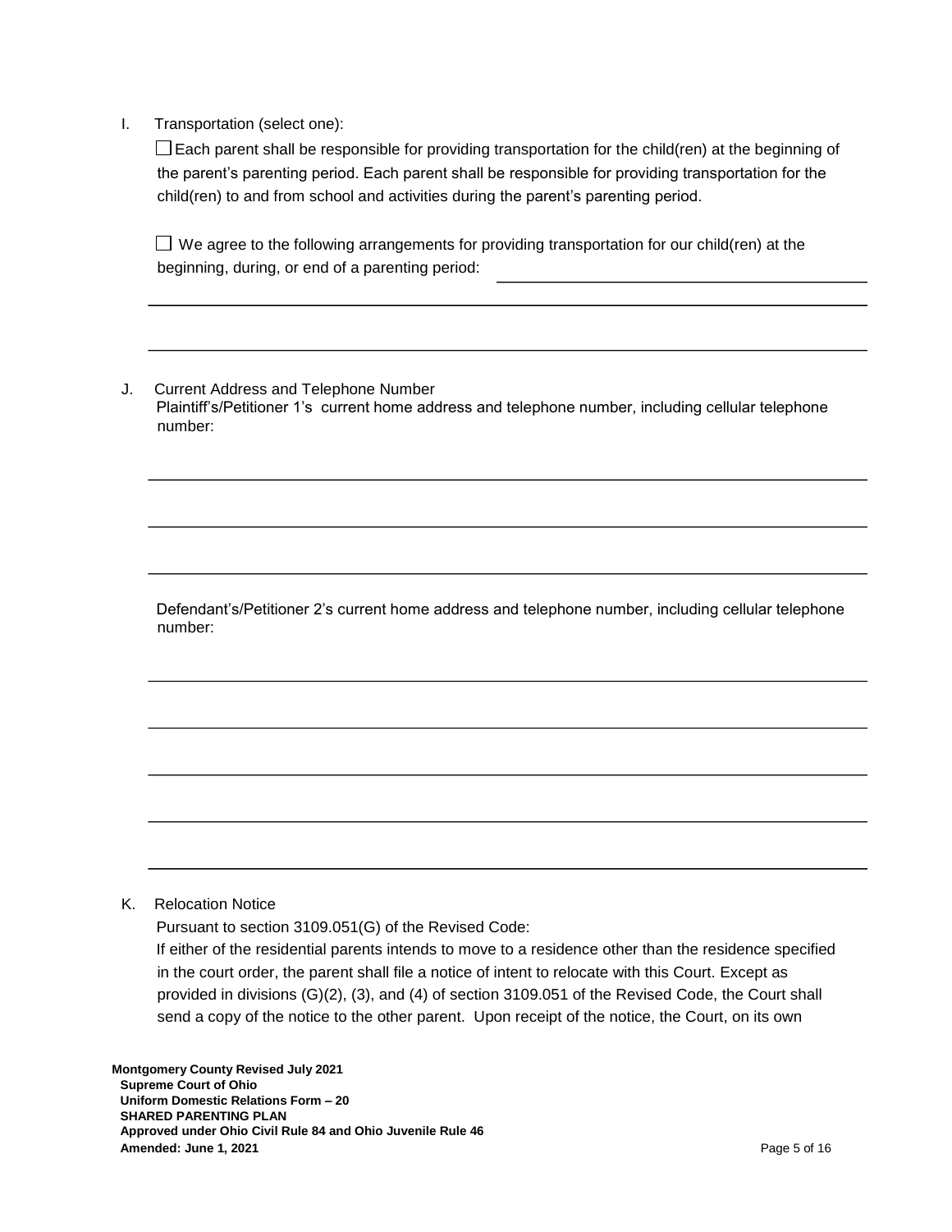I. Transportation (select one):

☐ Each parent shall be responsible for providing transportation for the child(ren) at the beginning of the parent's parenting period. Each parent shall be responsible for providing transportation for the child(ren) to and from school and activities during the parent's parenting period.

☐ We agree to the following arrangements for providing transportation for our child(ren) at the beginning, during, or end of a parenting period: ______________________________

______________________________________________________________________________

______________________________________________________________________________

J. Current Address and Telephone Number

Plaintiff's/Petitioner 1's current home address and telephone number, including cellular telephone number:

______________________________________________________________________________

______________________________________________________________________________

______________________________________________________________________________

Defendant's/Petitioner 2's current home address and telephone number, including cellular telephone number:

______________________________________________________________________________

______________________________________________________________________________

______________________________________________________________________________

______________________________________________________________________________

______________________________________________________________________________

K. Relocation Notice

Pursuant to section 3109.051(G) of the Revised Code:

If either of the residential parents intends to move to a residence other than the residence specified in the court order, the parent shall file a notice of intent to relocate with this Court. Except as provided in divisions (G)(2), (3), and (4) of section 3109.051 of the Revised Code, the Court shall send a copy of the notice to the other parent. Upon receipt of the notice, the Court, on its own

**Montgomery County Revised July 2021**
**Supreme Court of Ohio**
**Uniform Domestic Relations Form – 20**
**SHARED PARENTING PLAN**
**Approved under Ohio Civil Rule 84 and Ohio Juvenile Rule 46**
**Amended: June 1, 2021**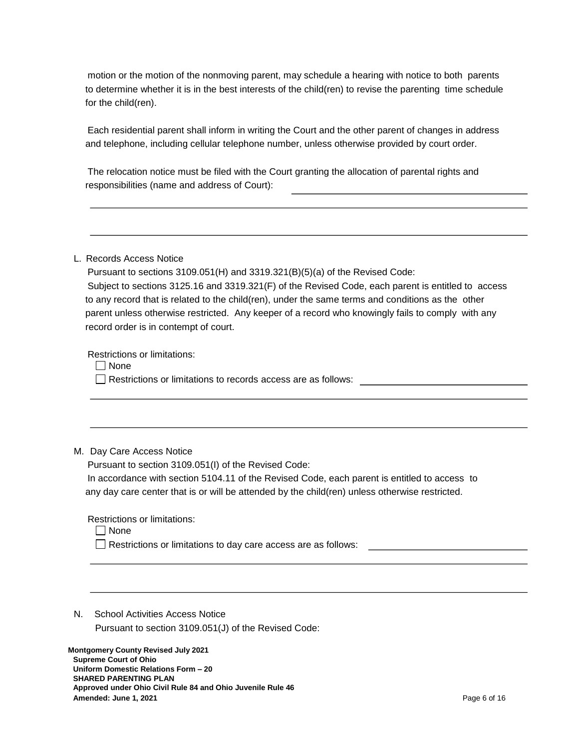motion or the motion of the nonmoving parent, may schedule a hearing with notice to both parents to determine whether it is in the best interests of the child(ren) to revise the parenting time schedule for the child(ren).

Each residential parent shall inform in writing the Court and the other parent of changes in address and telephone, including cellular telephone number, unless otherwise provided by court order.

The relocation notice must be filed with the Court granting the allocation of parental rights and responsibilities (name and address of Court): ______________________________

_____________________________________________________________________________

_____________________________________________________________________________

L. Records Access Notice

Pursuant to sections 3109.051(H) and 3319.321(B)(5)(a) of the Revised Code:

Subject to sections 3125.16 and 3319.321(F) of the Revised Code, each parent is entitled to access to any record that is related to the child(ren), under the same terms and conditions as the other parent unless otherwise restricted. Any keeper of a record who knowingly fails to comply with any record order is in contempt of court.

Restrictions or limitations:

☐ None

☐ Restrictions or limitations to records access are as follows: ______________________

_____________________________________________________________________________

_____________________________________________________________________________

M. Day Care Access Notice

Pursuant to section 3109.051(I) of the Revised Code:

In accordance with section 5104.11 of the Revised Code, each parent is entitled to access to any day care center that is or will be attended by the child(ren) unless otherwise restricted.

Restrictions or limitations:

☐ None

☐ Restrictions or limitations to day care access are as follows: ______________________

_____________________________________________________________________________

_____________________________________________________________________________

N. School Activities Access Notice

Pursuant to section 3109.051(J) of the Revised Code: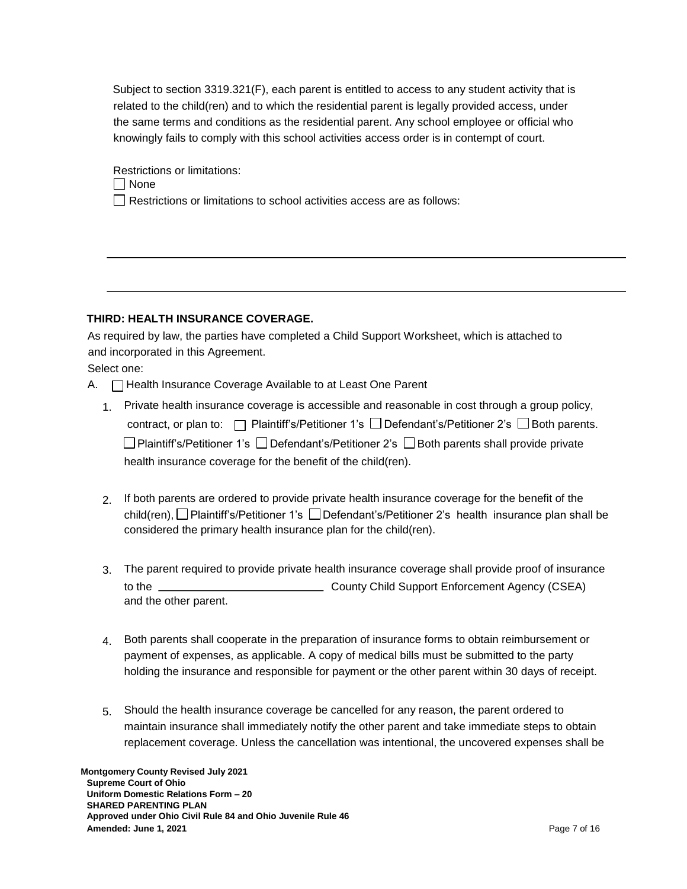Subject to section 3319.321(F), each parent is entitled to access to any student activity that is related to the child(ren) and to which the residential parent is legally provided access, under the same terms and conditions as the residential parent. Any school employee or official who knowingly fails to comply with this school activities access order is in contempt of court.

Restrictions or limitations:

☐ None

☐ Restrictions or limitations to school activities access are as follows:

\_\_\_\_\_\_\_\_\_\_\_\_\_\_\_\_\_\_\_\_\_\_\_\_\_\_\_\_\_\_\_\_\_\_\_\_\_\_\_\_\_\_\_\_\_\_\_\_\_\_\_\_\_\_\_\_\_\_\_\_\_\_\_\_\_\_\_\_\_\_\_\_\_\_\_\_

\_\_\_\_\_\_\_\_\_\_\_\_\_\_\_\_\_\_\_\_\_\_\_\_\_\_\_\_\_\_\_\_\_\_\_\_\_\_\_\_\_\_\_\_\_\_\_\_\_\_\_\_\_\_\_\_\_\_\_\_\_\_\_\_\_\_\_\_\_\_\_\_\_\_\_\_

**THIRD: HEALTH INSURANCE COVERAGE.**

As required by law, the parties have completed a Child Support Worksheet, which is attached to and incorporated in this Agreement.

Select one:

A. ☐ Health Insurance Coverage Available to at Least One Parent

1. Private health insurance coverage is accessible and reasonable in cost through a group policy, contract, or plan to: ☐ Plaintiff's/Petitioner 1's ☐ Defendant's/Petitioner 2's ☐ Both parents. ☐ Plaintiff's/Petitioner 1's ☐ Defendant's/Petitioner 2's ☐ Both parents shall provide private health insurance coverage for the benefit of the child(ren).

2. If both parents are ordered to provide private health insurance coverage for the benefit of the child(ren), ☐ Plaintiff's/Petitioner 1's ☐ Defendant's/Petitioner 2's health insurance plan shall be considered the primary health insurance plan for the child(ren).

3. The parent required to provide private health insurance coverage shall provide proof of insurance to the \_\_\_\_\_\_\_\_\_\_\_\_\_\_\_\_\_\_\_\_\_\_\_\_\_\_ County Child Support Enforcement Agency (CSEA) and the other parent.

4. Both parents shall cooperate in the preparation of insurance forms to obtain reimbursement or payment of expenses, as applicable. A copy of medical bills must be submitted to the party holding the insurance and responsible for payment or the other parent within 30 days of receipt.

5. Should the health insurance coverage be cancelled for any reason, the parent ordered to maintain insurance shall immediately notify the other parent and take immediate steps to obtain replacement coverage. Unless the cancellation was intentional, the uncovered expenses shall be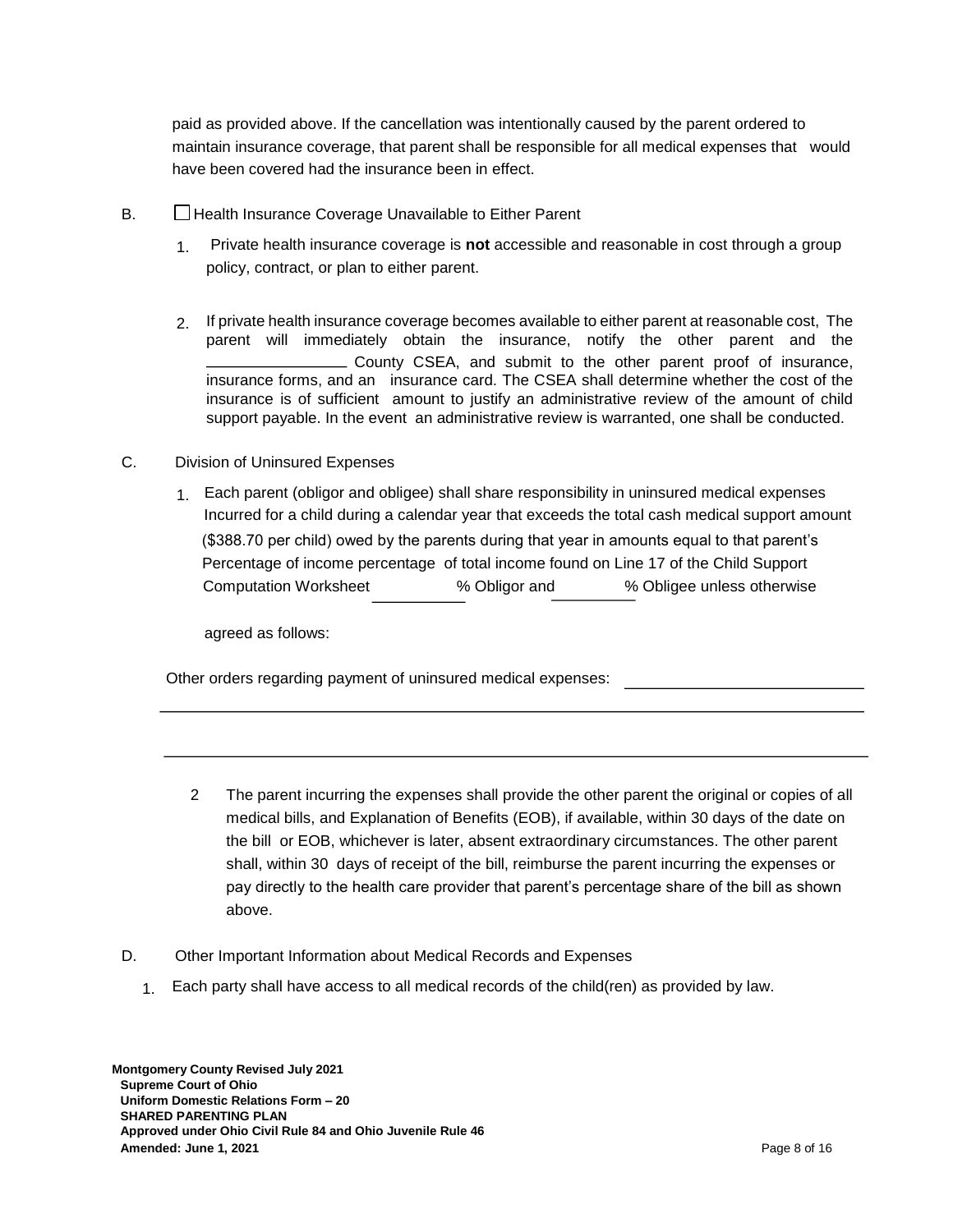paid as provided above. If the cancellation was intentionally caused by the parent ordered to maintain insurance coverage, that parent shall be responsible for all medical expenses that would have been covered had the insurance been in effect.

B. ☐ Health Insurance Coverage Unavailable to Either Parent

1. Private health insurance coverage is **not** accessible and reasonable in cost through a group policy, contract, or plan to either parent.

2. If private health insurance coverage becomes available to either parent at reasonable cost, The parent will immediately obtain the insurance, notify the other parent and the ________________ County CSEA, and submit to the other parent proof of insurance, insurance forms, and an insurance card. The CSEA shall determine whether the cost of the insurance is of sufficient amount to justify an administrative review of the amount of child support payable. In the event an administrative review is warranted, one shall be conducted.

C. Division of Uninsured Expenses

1. Each parent (obligor and obligee) shall share responsibility in uninsured medical expenses Incurred for a child during a calendar year that exceeds the total cash medical support amount ($388.70 per child) owed by the parents during that year in amounts equal to that parent's Percentage of income percentage of total income found on Line 17 of the Child Support Computation Worksheet __________% Obligor and _________% Obligee unless otherwise

agreed as follows:

Other orders regarding payment of uninsured medical expenses: ___________________________

_________________________________________________________________________________

_________________________________________________________________________________

2 The parent incurring the expenses shall provide the other parent the original or copies of all medical bills, and Explanation of Benefits (EOB), if available, within 30 days of the date on the bill or EOB, whichever is later, absent extraordinary circumstances. The other parent shall, within 30 days of receipt of the bill, reimburse the parent incurring the expenses or pay directly to the health care provider that parent's percentage share of the bill as shown above.

D. Other Important Information about Medical Records and Expenses

1. Each party shall have access to all medical records of the child(ren) as provided by law.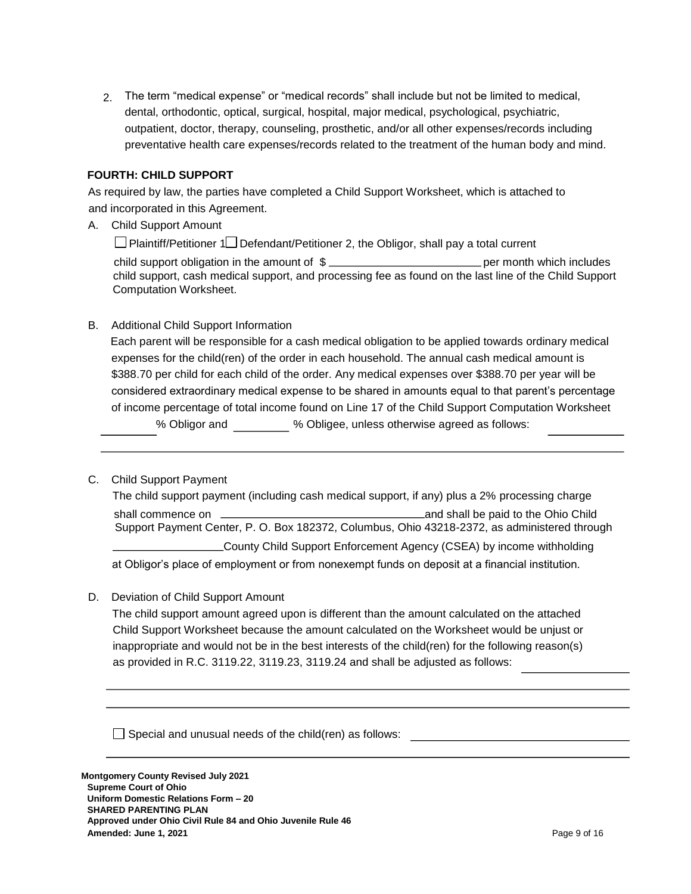2. The term "medical expense" or "medical records" shall include but not be limited to medical, dental, orthodontic, optical, surgical, hospital, major medical, psychological, psychiatric, outpatient, doctor, therapy, counseling, prosthetic, and/or all other expenses/records including preventative health care expenses/records related to the treatment of the human body and mind.

**FOURTH: CHILD SUPPORT**

As required by law, the parties have completed a Child Support Worksheet, which is attached to and incorporated in this Agreement.

A. Child Support Amount

☐ Plaintiff/Petitioner 1 ☐ Defendant/Petitioner 2, the Obligor, shall pay a total current child support obligation in the amount of $ ________________________ per month which includes child support, cash medical support, and processing fee as found on the last line of the Child Support Computation Worksheet.

B. Additional Child Support Information

Each parent will be responsible for a cash medical obligation to be applied towards ordinary medical expenses for the child(ren) of the order in each household. The annual cash medical amount is $388.70 per child for each child of the order. Any medical expenses over $388.70 per year will be considered extraordinary medical expense to be shared in amounts equal to that parent's percentage of income percentage of total income found on Line 17 of the Child Support Computation Worksheet ________ % Obligor and ________ % Obligee, unless otherwise agreed as follows: ____________

_______________________________________________________________________________

C. Child Support Payment

The child support payment (including cash medical support, if any) plus a 2% processing charge shall commence on ________________________________ and shall be paid to the Ohio Child Support Payment Center, P. O. Box 182372, Columbus, Ohio 43218-2372, as administered through _________________ County Child Support Enforcement Agency (CSEA) by income withholding at Obligor's place of employment or from nonexempt funds on deposit at a financial institution.

D. Deviation of Child Support Amount

The child support amount agreed upon is different than the amount calculated on the attached Child Support Worksheet because the amount calculated on the Worksheet would be unjust or inappropriate and would not be in the best interests of the child(ren) for the following reason(s) as provided in R.C. 3119.22, 3119.23, 3119.24 and shall be adjusted as follows: ________________

_______________________________________________________________________________

_______________________________________________________________________________

☐ Special and unusual needs of the child(ren) as follows: __________________________________

_______________________________________________________________________________

**Montgomery County Revised July 2021**
**Supreme Court of Ohio**
**Uniform Domestic Relations Form – 20**
**SHARED PARENTING PLAN**
**Approved under Ohio Civil Rule 84 and Ohio Juvenile Rule 46**
**Amended: June 1, 2021**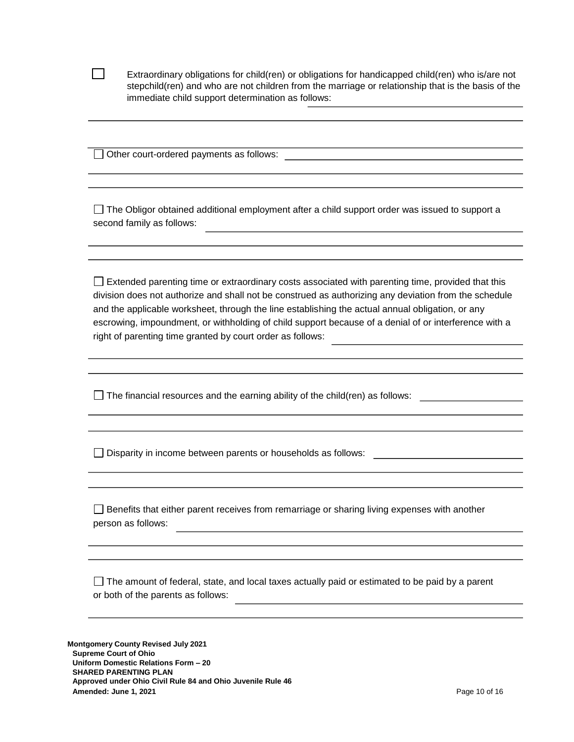☐ Extraordinary obligations for child(ren) or obligations for handicapped child(ren) who is/are not stepchild(ren) and who are not children from the marriage or relationship that is the basis of the immediate child support determination as follows: \_\_\_\_\_\_\_\_\_\_\_\_\_\_\_\_\_\_\_\_\_\_\_\_\_\_\_\_\_\_\_\_\_\_\_\_\_\_\_\_

\_\_\_\_\_\_\_\_\_\_\_\_\_\_\_\_\_\_\_\_\_\_\_\_\_\_\_\_\_\_\_\_\_\_\_\_\_\_\_\_\_\_\_\_\_\_\_\_\_\_\_\_\_\_\_\_\_\_\_\_\_\_\_\_\_\_\_\_\_\_\_\_\_\_\_\_\_\_

☐ Other court-ordered payments as follows: \_\_\_\_\_\_\_\_\_\_\_\_\_\_\_\_\_\_\_\_\_\_\_\_\_\_\_\_\_\_\_\_\_\_\_\_\_\_\_\_

\_\_\_\_\_\_\_\_\_\_\_\_\_\_\_\_\_\_\_\_\_\_\_\_\_\_\_\_\_\_\_\_\_\_\_\_\_\_\_\_\_\_\_\_\_\_\_\_\_\_\_\_\_\_\_\_\_\_\_\_\_\_\_\_\_\_\_\_\_\_\_\_\_\_\_\_\_\_

\_\_\_\_\_\_\_\_\_\_\_\_\_\_\_\_\_\_\_\_\_\_\_\_\_\_\_\_\_\_\_\_\_\_\_\_\_\_\_\_\_\_\_\_\_\_\_\_\_\_\_\_\_\_\_\_\_\_\_\_\_\_\_\_\_\_\_\_\_\_\_\_\_\_\_\_\_\_

☐ The Obligor obtained additional employment after a child support order was issued to support a second family as follows: \_\_\_\_\_\_\_\_\_\_\_\_\_\_\_\_\_\_\_\_\_\_\_\_\_\_\_\_\_\_\_\_\_\_\_\_\_\_\_\_\_\_\_\_\_\_\_\_\_\_\_\_

\_\_\_\_\_\_\_\_\_\_\_\_\_\_\_\_\_\_\_\_\_\_\_\_\_\_\_\_\_\_\_\_\_\_\_\_\_\_\_\_\_\_\_\_\_\_\_\_\_\_\_\_\_\_\_\_\_\_\_\_\_\_\_\_\_\_\_\_\_\_\_\_\_\_\_\_\_\_

\_\_\_\_\_\_\_\_\_\_\_\_\_\_\_\_\_\_\_\_\_\_\_\_\_\_\_\_\_\_\_\_\_\_\_\_\_\_\_\_\_\_\_\_\_\_\_\_\_\_\_\_\_\_\_\_\_\_\_\_\_\_\_\_\_\_\_\_\_\_\_\_\_\_\_\_\_\_

☐ Extended parenting time or extraordinary costs associated with parenting time, provided that this division does not authorize and shall not be construed as authorizing any deviation from the schedule and the applicable worksheet, through the line establishing the actual annual obligation, or any escrowing, impoundment, or withholding of child support because of a denial of or interference with a right of parenting time granted by court order as follows: \_\_\_\_\_\_\_\_\_\_\_\_\_\_\_\_\_\_\_\_\_\_\_\_\_\_\_\_\_\_\_\_\_\_\_\_

\_\_\_\_\_\_\_\_\_\_\_\_\_\_\_\_\_\_\_\_\_\_\_\_\_\_\_\_\_\_\_\_\_\_\_\_\_\_\_\_\_\_\_\_\_\_\_\_\_\_\_\_\_\_\_\_\_\_\_\_\_\_\_\_\_\_\_\_\_\_\_\_\_\_\_\_\_\_

\_\_\_\_\_\_\_\_\_\_\_\_\_\_\_\_\_\_\_\_\_\_\_\_\_\_\_\_\_\_\_\_\_\_\_\_\_\_\_\_\_\_\_\_\_\_\_\_\_\_\_\_\_\_\_\_\_\_\_\_\_\_\_\_\_\_\_\_\_\_\_\_\_\_\_\_\_\_

☐ The financial resources and the earning ability of the child(ren) as follows: \_\_\_\_\_\_\_\_\_\_\_\_\_\_\_\_\_\_\_\_

\_\_\_\_\_\_\_\_\_\_\_\_\_\_\_\_\_\_\_\_\_\_\_\_\_\_\_\_\_\_\_\_\_\_\_\_\_\_\_\_\_\_\_\_\_\_\_\_\_\_\_\_\_\_\_\_\_\_\_\_\_\_\_\_\_\_\_\_\_\_\_\_\_\_\_\_\_\_

\_\_\_\_\_\_\_\_\_\_\_\_\_\_\_\_\_\_\_\_\_\_\_\_\_\_\_\_\_\_\_\_\_\_\_\_\_\_\_\_\_\_\_\_\_\_\_\_\_\_\_\_\_\_\_\_\_\_\_\_\_\_\_\_\_\_\_\_\_\_\_\_\_\_\_\_\_\_

☐ Disparity in income between parents or households as follows: \_\_\_\_\_\_\_\_\_\_\_\_\_\_\_\_\_\_\_\_\_\_\_\_\_\_\_\_\_\_

\_\_\_\_\_\_\_\_\_\_\_\_\_\_\_\_\_\_\_\_\_\_\_\_\_\_\_\_\_\_\_\_\_\_\_\_\_\_\_\_\_\_\_\_\_\_\_\_\_\_\_\_\_\_\_\_\_\_\_\_\_\_\_\_\_\_\_\_\_\_\_\_\_\_\_\_\_\_

\_\_\_\_\_\_\_\_\_\_\_\_\_\_\_\_\_\_\_\_\_\_\_\_\_\_\_\_\_\_\_\_\_\_\_\_\_\_\_\_\_\_\_\_\_\_\_\_\_\_\_\_\_\_\_\_\_\_\_\_\_\_\_\_\_\_\_\_\_\_\_\_\_\_\_\_\_\_

☐ Benefits that either parent receives from remarriage or sharing living expenses with another person as follows: \_\_\_\_\_\_\_\_\_\_\_\_\_\_\_\_\_\_\_\_\_\_\_\_\_\_\_\_\_\_\_\_\_\_\_\_\_\_\_\_\_\_\_\_\_\_\_\_\_\_\_\_\_\_\_\_\_\_\_\_\_\_

\_\_\_\_\_\_\_\_\_\_\_\_\_\_\_\_\_\_\_\_\_\_\_\_\_\_\_\_\_\_\_\_\_\_\_\_\_\_\_\_\_\_\_\_\_\_\_\_\_\_\_\_\_\_\_\_\_\_\_\_\_\_\_\_\_\_\_\_\_\_\_\_\_\_\_\_\_\_

\_\_\_\_\_\_\_\_\_\_\_\_\_\_\_\_\_\_\_\_\_\_\_\_\_\_\_\_\_\_\_\_\_\_\_\_\_\_\_\_\_\_\_\_\_\_\_\_\_\_\_\_\_\_\_\_\_\_\_\_\_\_\_\_\_\_\_\_\_\_\_\_\_\_\_\_\_\_

☐ The amount of federal, state, and local taxes actually paid or estimated to be paid by a parent or both of the parents as follows: \_\_\_\_\_\_\_\_\_\_\_\_\_\_\_\_\_\_\_\_\_\_\_\_\_\_\_\_\_\_\_\_\_\_\_\_\_\_\_\_\_\_\_\_\_\_\_\_\_\_\_\_\_\_\_

\_\_\_\_\_\_\_\_\_\_\_\_\_\_\_\_\_\_\_\_\_\_\_\_\_\_\_\_\_\_\_\_\_\_\_\_\_\_\_\_\_\_\_\_\_\_\_\_\_\_\_\_\_\_\_\_\_\_\_\_\_\_\_\_\_\_\_\_\_\_\_\_\_\_\_\_\_\_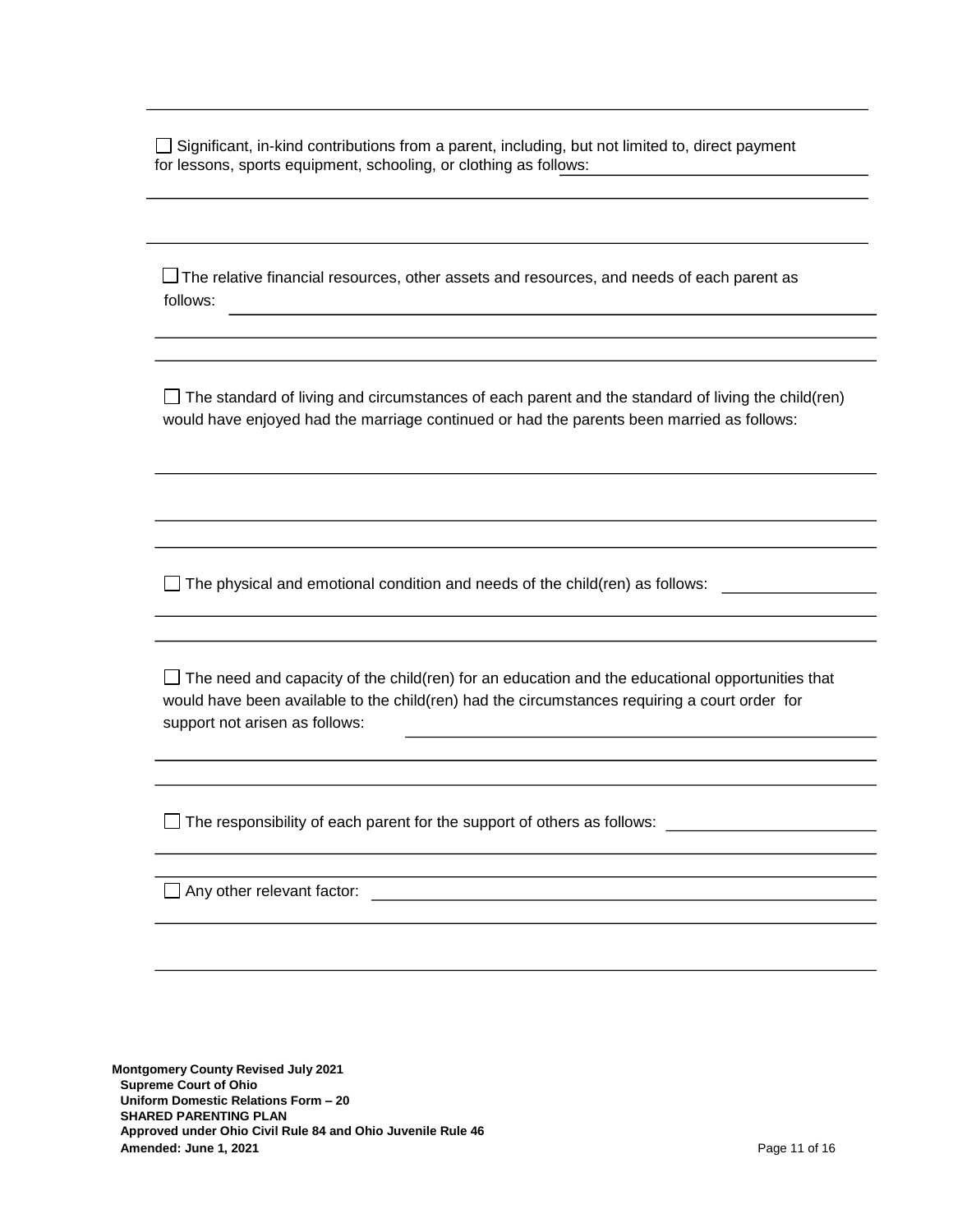☐ Significant, in-kind contributions from a parent, including, but not limited to, direct payment for lessons, sports equipment, schooling, or clothing as follows: \_\_\_\_\_\_\_\_\_\_\_\_\_\_\_\_\_\_\_\_\_\_\_\_\_\_\_\_\_\_\_\_\_\_

☐ The relative financial resources, other assets and resources, and needs of each parent as follows: \_\_\_\_\_\_\_\_\_\_\_\_\_\_\_\_\_\_\_\_\_\_\_\_\_\_\_\_\_\_\_\_\_\_

☐ The standard of living and circumstances of each parent and the standard of living the child(ren) would have enjoyed had the marriage continued or had the parents been married as follows:

☐ The physical and emotional condition and needs of the child(ren) as follows: \_\_\_\_\_\_\_\_\_\_\_\_\_\_\_\_\_\_

☐ The need and capacity of the child(ren) for an education and the educational opportunities that would have been available to the child(ren) had the circumstances requiring a court order for support not arisen as follows: \_\_\_\_\_\_\_\_\_\_\_\_\_\_\_\_\_\_\_\_\_\_\_\_\_\_\_\_\_\_\_\_\_\_

☐ The responsibility of each parent for the support of others as follows: \_\_\_\_\_\_\_\_\_\_\_\_\_\_\_\_\_\_\_\_\_\_\_\_

☐ Any other relevant factor: \_\_\_\_\_\_\_\_\_\_\_\_\_\_\_\_\_\_\_\_\_\_\_\_\_\_\_\_\_\_\_\_\_\_\_\_\_\_\_\_\_\_\_\_

**Montgomery County Revised July 2021**
**Supreme Court of Ohio**
**Uniform Domestic Relations Form – 20**
**SHARED PARENTING PLAN**
**Approved under Ohio Civil Rule 84 and Ohio Juvenile Rule 46**
**Amended: June 1, 2021**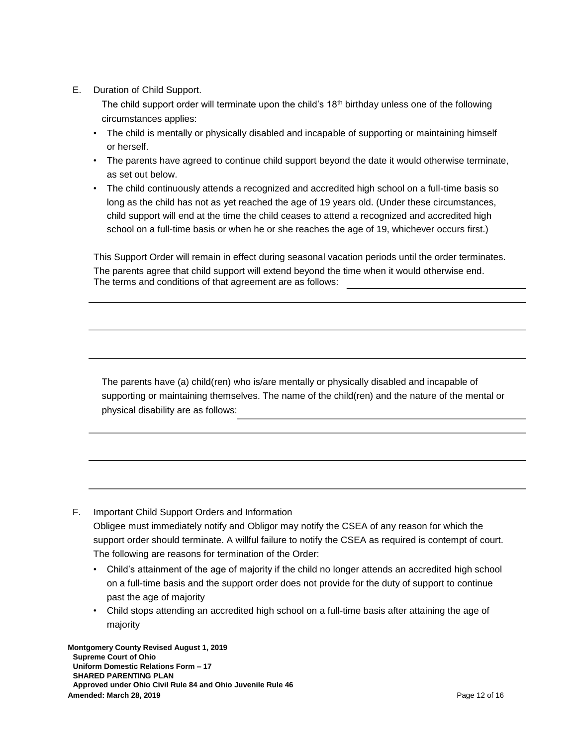E. Duration of Child Support.

The child support order will terminate upon the child's 18th birthday unless one of the following circumstances applies:

- The child is mentally or physically disabled and incapable of supporting or maintaining himself or herself.
- The parents have agreed to continue child support beyond the date it would otherwise terminate, as set out below.
- The child continuously attends a recognized and accredited high school on a full-time basis so long as the child has not as yet reached the age of 19 years old. (Under these circumstances, child support will end at the time the child ceases to attend a recognized and accredited high school on a full-time basis or when he or she reaches the age of 19, whichever occurs first.)

This Support Order will remain in effect during seasonal vacation periods until the order terminates.

The parents agree that child support will extend beyond the time when it would otherwise end. The terms and conditions of that agreement are as follows: ______________________________

______________________________________________________________________

______________________________________________________________________

______________________________________________________________________

The parents have (a) child(ren) who is/are mentally or physically disabled and incapable of supporting or maintaining themselves. The name of the child(ren) and the nature of the mental or physical disability are as follows: ______________________________

______________________________________________________________________

______________________________________________________________________

______________________________________________________________________

F. Important Child Support Orders and Information

Obligee must immediately notify and Obligor may notify the CSEA of any reason for which the support order should terminate. A willful failure to notify the CSEA as required is contempt of court. The following are reasons for termination of the Order:

- Child's attainment of the age of majority if the child no longer attends an accredited high school on a full-time basis and the support order does not provide for the duty of support to continue past the age of majority
- Child stops attending an accredited high school on a full-time basis after attaining the age of majority

**Montgomery County Revised August 1, 2019**
**Supreme Court of Ohio**
**Uniform Domestic Relations Form – 17**
**SHARED PARENTING PLAN**
**Approved under Ohio Civil Rule 84 and Ohio Juvenile Rule 46**
**Amended: March 28, 2019**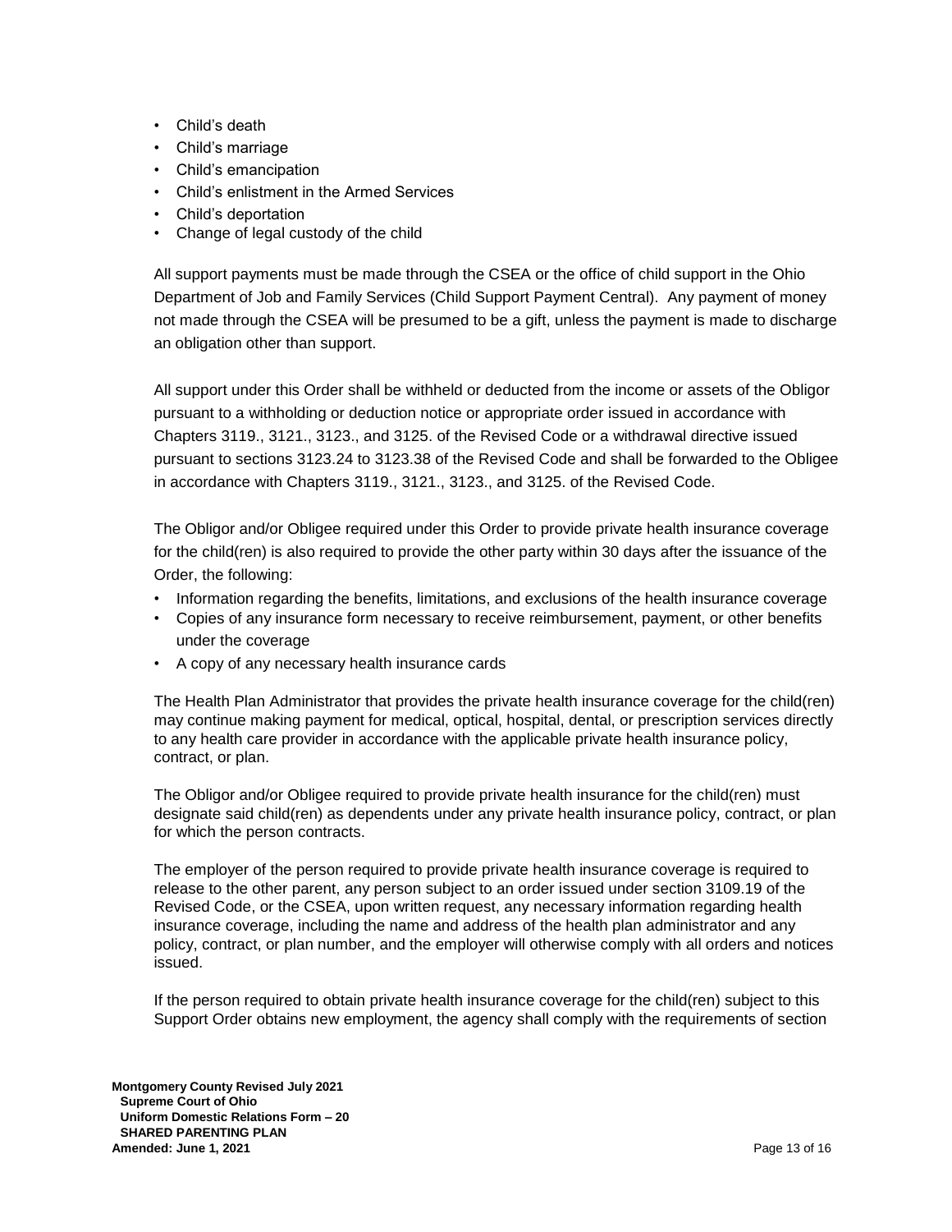- Child's death
- Child's marriage
- Child's emancipation
- Child's enlistment in the Armed Services
- Child's deportation
- Change of legal custody of the child

All support payments must be made through the CSEA or the office of child support in the Ohio Department of Job and Family Services (Child Support Payment Central). Any payment of money not made through the CSEA will be presumed to be a gift, unless the payment is made to discharge an obligation other than support.

All support under this Order shall be withheld or deducted from the income or assets of the Obligor pursuant to a withholding or deduction notice or appropriate order issued in accordance with Chapters 3119., 3121., 3123., and 3125. of the Revised Code or a withdrawal directive issued pursuant to sections 3123.24 to 3123.38 of the Revised Code and shall be forwarded to the Obligee in accordance with Chapters 3119., 3121., 3123., and 3125. of the Revised Code.

The Obligor and/or Obligee required under this Order to provide private health insurance coverage for the child(ren) is also required to provide the other party within 30 days after the issuance of the Order, the following:

- Information regarding the benefits, limitations, and exclusions of the health insurance coverage
- Copies of any insurance form necessary to receive reimbursement, payment, or other benefits under the coverage
- A copy of any necessary health insurance cards

The Health Plan Administrator that provides the private health insurance coverage for the child(ren) may continue making payment for medical, optical, hospital, dental, or prescription services directly to any health care provider in accordance with the applicable private health insurance policy, contract, or plan.

The Obligor and/or Obligee required to provide private health insurance for the child(ren) must designate said child(ren) as dependents under any private health insurance policy, contract, or plan for which the person contracts.

The employer of the person required to provide private health insurance coverage is required to release to the other parent, any person subject to an order issued under section 3109.19 of the Revised Code, or the CSEA, upon written request, any necessary information regarding health insurance coverage, including the name and address of the health plan administrator and any policy, contract, or plan number, and the employer will otherwise comply with all orders and notices issued.

If the person required to obtain private health insurance coverage for the child(ren) subject to this Support Order obtains new employment, the agency shall comply with the requirements of section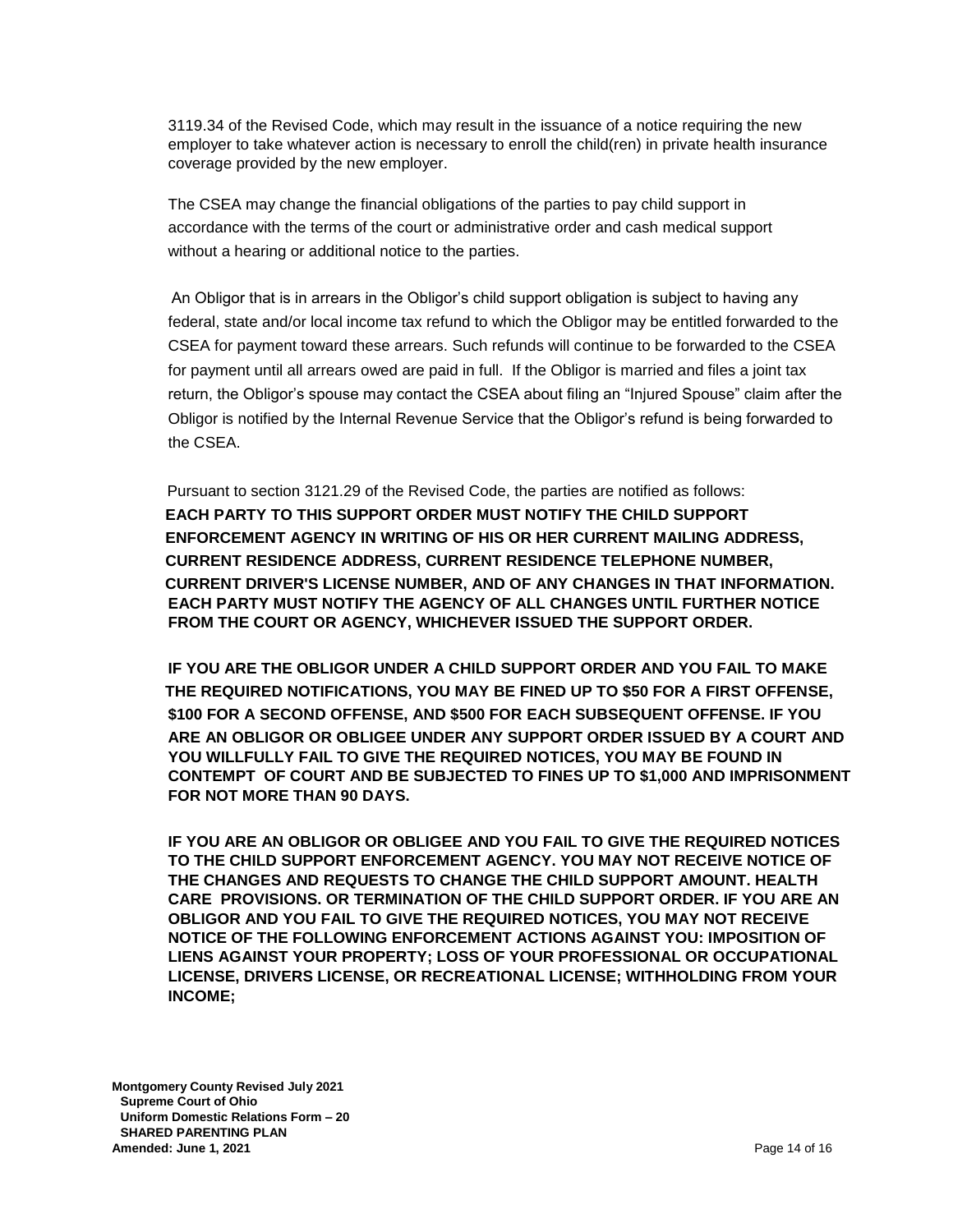3119.34 of the Revised Code, which may result in the issuance of a notice requiring the new employer to take whatever action is necessary to enroll the child(ren) in private health insurance coverage provided by the new employer.

The CSEA may change the financial obligations of the parties to pay child support in accordance with the terms of the court or administrative order and cash medical support without a hearing or additional notice to the parties.

An Obligor that is in arrears in the Obligor's child support obligation is subject to having any federal, state and/or local income tax refund to which the Obligor may be entitled forwarded to the CSEA for payment toward these arrears. Such refunds will continue to be forwarded to the CSEA for payment until all arrears owed are paid in full. If the Obligor is married and files a joint tax return, the Obligor's spouse may contact the CSEA about filing an "Injured Spouse" claim after the Obligor is notified by the Internal Revenue Service that the Obligor's refund is being forwarded to the CSEA.

Pursuant to section 3121.29 of the Revised Code, the parties are notified as follows:

**EACH PARTY TO THIS SUPPORT ORDER MUST NOTIFY THE CHILD SUPPORT ENFORCEMENT AGENCY IN WRITING OF HIS OR HER CURRENT MAILING ADDRESS, CURRENT RESIDENCE ADDRESS, CURRENT RESIDENCE TELEPHONE NUMBER, CURRENT DRIVER'S LICENSE NUMBER, AND OF ANY CHANGES IN THAT INFORMATION. EACH PARTY MUST NOTIFY THE AGENCY OF ALL CHANGES UNTIL FURTHER NOTICE FROM THE COURT OR AGENCY, WHICHEVER ISSUED THE SUPPORT ORDER.**

**IF YOU ARE THE OBLIGOR UNDER A CHILD SUPPORT ORDER AND YOU FAIL TO MAKE THE REQUIRED NOTIFICATIONS, YOU MAY BE FINED UP TO $50 FOR A FIRST OFFENSE, $100 FOR A SECOND OFFENSE, AND $500 FOR EACH SUBSEQUENT OFFENSE. IF YOU ARE AN OBLIGOR OR OBLIGEE UNDER ANY SUPPORT ORDER ISSUED BY A COURT AND YOU WILLFULLY FAIL TO GIVE THE REQUIRED NOTICES, YOU MAY BE FOUND IN CONTEMPT OF COURT AND BE SUBJECTED TO FINES UP TO $1,000 AND IMPRISONMENT FOR NOT MORE THAN 90 DAYS.**

**IF YOU ARE AN OBLIGOR OR OBLIGEE AND YOU FAIL TO GIVE THE REQUIRED NOTICES TO THE CHILD SUPPORT ENFORCEMENT AGENCY. YOU MAY NOT RECEIVE NOTICE OF THE CHANGES AND REQUESTS TO CHANGE THE CHILD SUPPORT AMOUNT. HEALTH CARE PROVISIONS. OR TERMINATION OF THE CHILD SUPPORT ORDER. IF YOU ARE AN OBLIGOR AND YOU FAIL TO GIVE THE REQUIRED NOTICES, YOU MAY NOT RECEIVE NOTICE OF THE FOLLOWING ENFORCEMENT ACTIONS AGAINST YOU: IMPOSITION OF LIENS AGAINST YOUR PROPERTY; LOSS OF YOUR PROFESSIONAL OR OCCUPATIONAL LICENSE, DRIVERS LICENSE, OR RECREATIONAL LICENSE; WITHHOLDING FROM YOUR INCOME;**

**Montgomery County Revised July 2021**
**Supreme Court of Ohio**
**Uniform Domestic Relations Form – 20**
**SHARED PARENTING PLAN**
**Amended: June 1, 2021**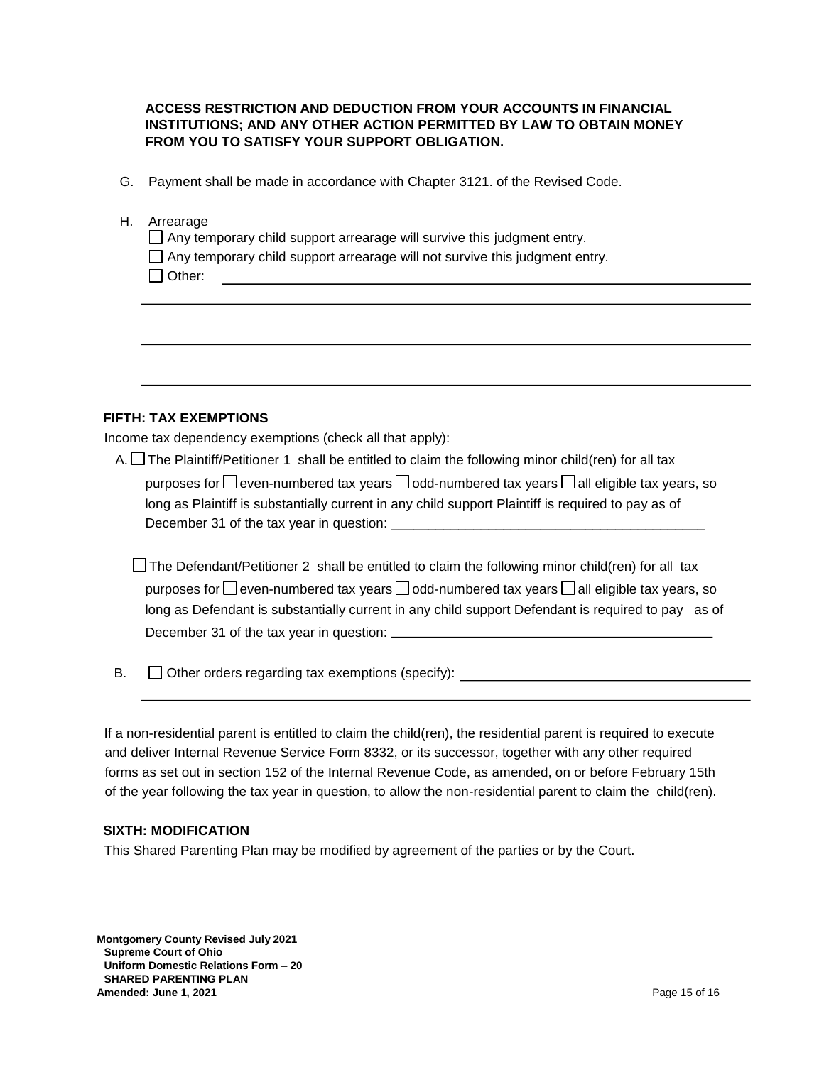**ACCESS RESTRICTION AND DEDUCTION FROM YOUR ACCOUNTS IN FINANCIAL INSTITUTIONS; AND ANY OTHER ACTION PERMITTED BY LAW TO OBTAIN MONEY FROM YOU TO SATISFY YOUR SUPPORT OBLIGATION.**

G. Payment shall be made in accordance with Chapter 3121. of the Revised Code.

H. Arrearage

☐ Any temporary child support arrearage will survive this judgment entry.

☐ Any temporary child support arrearage will not survive this judgment entry.

☐ Other: ____________________________________________

____________________________________________

____________________________________________

____________________________________________

**FIFTH: TAX EXEMPTIONS**

Income tax dependency exemptions (check all that apply):

A. ☐ The Plaintiff/Petitioner 1 shall be entitled to claim the following minor child(ren) for all tax purposes for ☐ even-numbered tax years ☐ odd-numbered tax years ☐ all eligible tax years, so long as Plaintiff is substantially current in any child support Plaintiff is required to pay as of December 31 of the tax year in question: ____________________________________________

☐ The Defendant/Petitioner 2 shall be entitled to claim the following minor child(ren) for all tax purposes for ☐ even-numbered tax years ☐ odd-numbered tax years ☐ all eligible tax years, so long as Defendant is substantially current in any child support Defendant is required to pay as of December 31 of the tax year in question: ____________________________________________

B. ☐ Other orders regarding tax exemptions (specify): ____________________________________________

____________________________________________

If a non-residential parent is entitled to claim the child(ren), the residential parent is required to execute and deliver Internal Revenue Service Form 8332, or its successor, together with any other required forms as set out in section 152 of the Internal Revenue Code, as amended, on or before February 15th of the year following the tax year in question, to allow the non-residential parent to claim the child(ren).

**SIXTH: MODIFICATION**

This Shared Parenting Plan may be modified by agreement of the parties or by the Court.

**Montgomery County Revised July 2021**
**Supreme Court of Ohio**
**Uniform Domestic Relations Form – 20**
**SHARED PARENTING PLAN**
**Amended: June 1, 2021**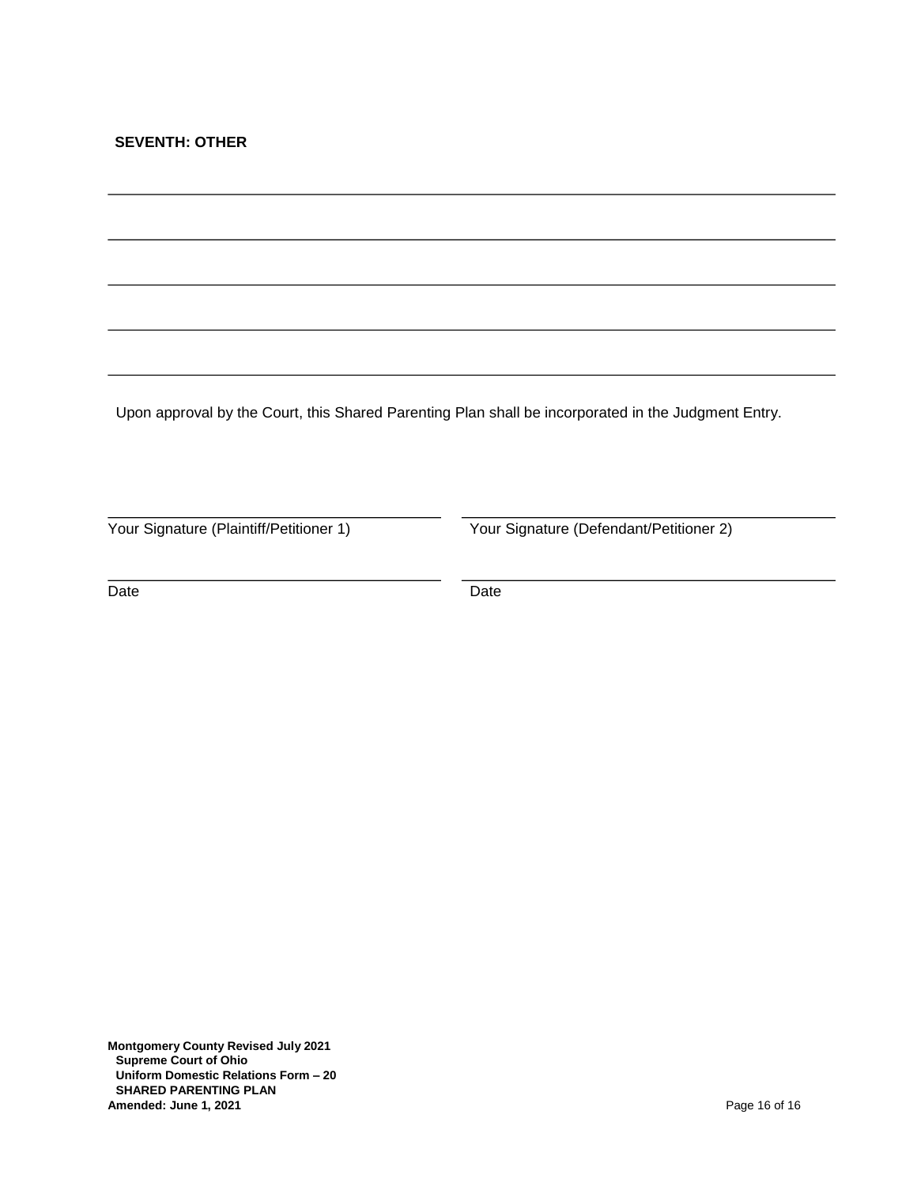**SEVENTH: OTHER**

\_\_\_\_\_\_\_\_\_\_\_\_\_\_\_\_\_\_\_\_\_\_\_\_\_\_\_\_\_\_\_\_\_\_\_\_\_\_\_\_\_\_\_\_\_\_\_\_\_\_\_\_\_\_\_\_\_\_\_\_\_\_\_\_\_\_\_\_\_\_\_\_\_\_\_\_\_\_

\_\_\_\_\_\_\_\_\_\_\_\_\_\_\_\_\_\_\_\_\_\_\_\_\_\_\_\_\_\_\_\_\_\_\_\_\_\_\_\_\_\_\_\_\_\_\_\_\_\_\_\_\_\_\_\_\_\_\_\_\_\_\_\_\_\_\_\_\_\_\_\_\_\_\_\_\_\_

\_\_\_\_\_\_\_\_\_\_\_\_\_\_\_\_\_\_\_\_\_\_\_\_\_\_\_\_\_\_\_\_\_\_\_\_\_\_\_\_\_\_\_\_\_\_\_\_\_\_\_\_\_\_\_\_\_\_\_\_\_\_\_\_\_\_\_\_\_\_\_\_\_\_\_\_\_\_

\_\_\_\_\_\_\_\_\_\_\_\_\_\_\_\_\_\_\_\_\_\_\_\_\_\_\_\_\_\_\_\_\_\_\_\_\_\_\_\_\_\_\_\_\_\_\_\_\_\_\_\_\_\_\_\_\_\_\_\_\_\_\_\_\_\_\_\_\_\_\_\_\_\_\_\_\_\_

\_\_\_\_\_\_\_\_\_\_\_\_\_\_\_\_\_\_\_\_\_\_\_\_\_\_\_\_\_\_\_\_\_\_\_\_\_\_\_\_\_\_\_\_\_\_\_\_\_\_\_\_\_\_\_\_\_\_\_\_\_\_\_\_\_\_\_\_\_\_\_\_\_\_\_\_\_\_

Upon approval by the Court, this Shared Parenting Plan shall be incorporated in the Judgment Entry.

| | |
|---|---|
| \_\_\_\_\_\_\_\_\_\_\_\_\_\_\_\_\_\_\_\_\_\_\_\_\_\_\_\_ | \_\_\_\_\_\_\_\_\_\_\_\_\_\_\_\_\_\_\_\_\_\_\_\_\_\_\_\_ |
| Your Signature (Plaintiff/Petitioner 1) | Your Signature (Defendant/Petitioner 2) |
| \_\_\_\_\_\_\_\_\_\_\_\_\_\_\_\_\_\_\_\_\_\_\_\_\_\_\_\_ | \_\_\_\_\_\_\_\_\_\_\_\_\_\_\_\_\_\_\_\_\_\_\_\_\_\_\_\_ |
| Date | Date |

**Montgomery County Revised July 2021**
**Supreme Court of Ohio**
**Uniform Domestic Relations Form – 20**
**SHARED PARENTING PLAN**
**Amended: June 1, 2021**